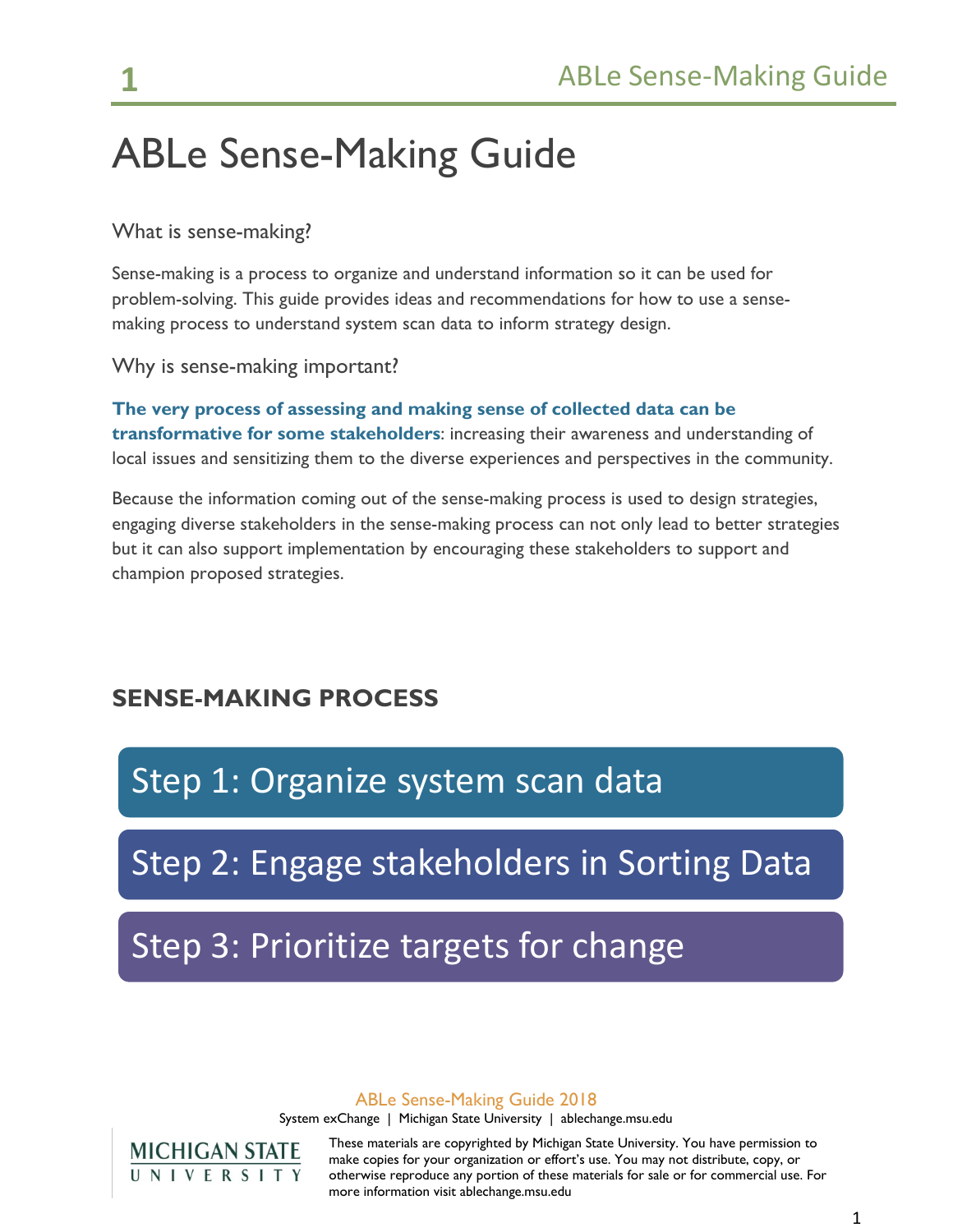# ABLe Sense-Making Guide

### What is sense-making?

Sense-making is a process to organize and understand information so it can be used for problem-solving. This guide provides ideas and recommendations for how to use a sense-making process to understand system scan data to inform strategy design.

### Why is sense-making important?

**The very process of assessing and making sense of collected data can be transformative for some stakeholders**: increasing their awareness and understanding of local issues and sensitizing them to the diverse experiences and perspectives in the community.

Because the information coming out of the sense-making process is used to design strategies, engaging diverse stakeholders in the sense-making process can not only lead to better strategies but it can also support implementation by encouraging these stakeholders to support and champion proposed strategies.

## SENSE-MAKING PROCESS

Step 1: Organize system scan data

Step 2: Engage stakeholders in Sorting Data

Step 3: Prioritize targets for change

ABLe Sense-Making Guide 2018

System exChange | Michigan State University | ablechange.msu.edu

MICHIGAN STATE UNIVERSITY

These materials are copyrighted by Michigan State University. You have permission to make copies for your organization or effort's use. You may not distribute, copy, or otherwise reproduce any portion of these materials for sale or for commercial use. For more information visit ablechange.msu.edu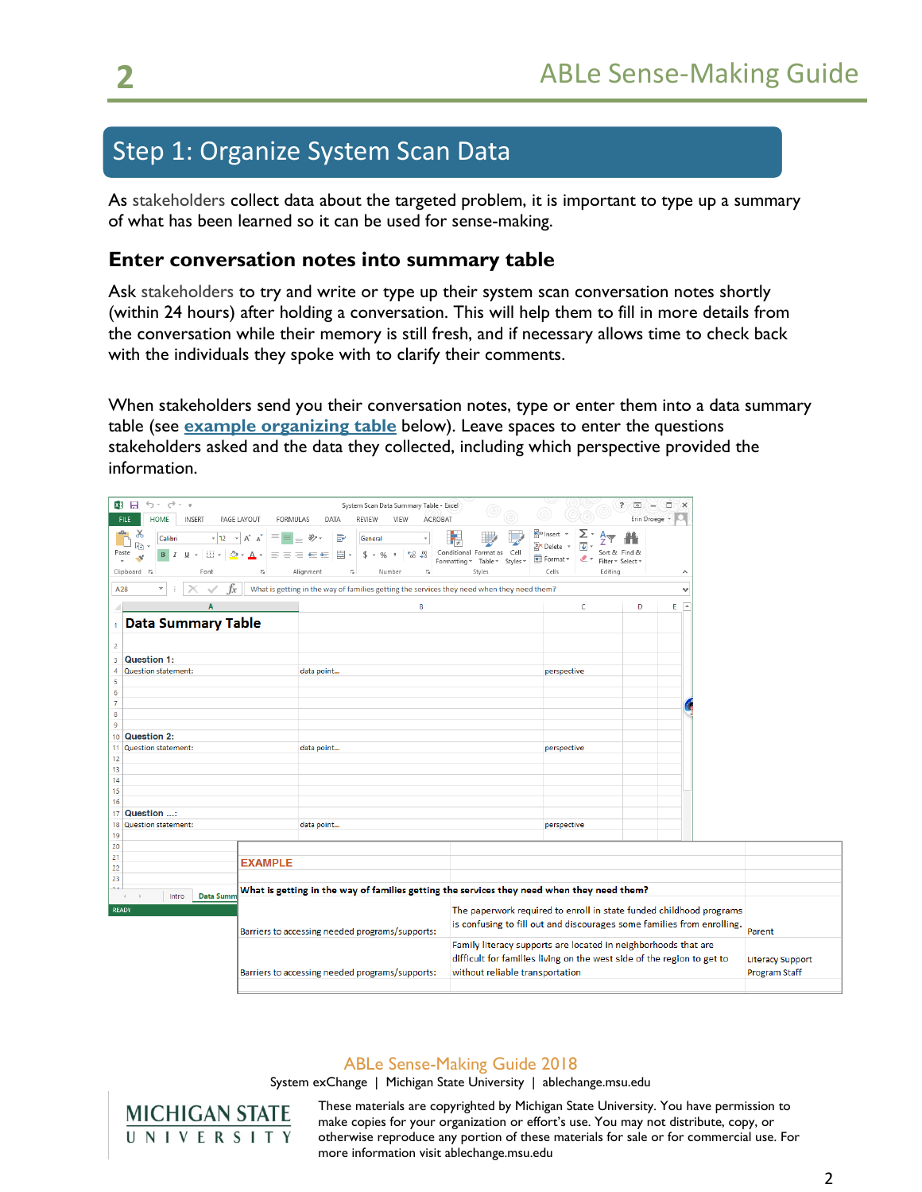## Step 1: Organize System Scan Data

As stakeholders collect data about the targeted problem, it is important to type up a summary of what has been learned so it can be used for sense-making.

### Enter conversation notes into summary table

Ask stakeholders to try and write or type up their system scan conversation notes shortly (within 24 hours) after holding a conversation. This will help them to fill in more details from the conversation while their memory is still fresh, and if necessary allows time to check back with the individuals they spoke with to clarify their comments.

When stakeholders send you their conversation notes, type or enter them into a data summary table (see **example organizing table** below). Leave spaces to enter the questions stakeholders asked and the data they collected, including which perspective provided the information.

**Data Summary Table**

| | | |
|---|---|---|
| **Question 1:** | | |
| Question statement: | data point... | perspective |
| **Question 2:** | | |
| Question statement: | data point... | perspective |
| **Question ...:** | | |
| Question statement: | data point... | perspective |

**EXAMPLE**

| **What is getting in the way of families getting the services they need when they need them?** | | |
|---|---|---|
| Barriers to accessing needed programs/supports: | The paperwork required to enroll in state funded childhood programs is confusing to fill out and discourages some families from enrolling. | Parent |
| Barriers to accessing needed programs/supports: | Family literacy supports are located in neighborhoods that are difficult for families living on the west side of the region to get to without reliable transportation | Literacy Support Program Staff |

ABLe Sense-Making Guide 2018

System exChange | Michigan State University | ablechange.msu.edu

These materials are copyrighted by Michigan State University. You have permission to make copies for your organization or effort's use. You may not distribute, copy, or otherwise reproduce any portion of these materials for sale or for commercial use. For more information visit ablechange.msu.edu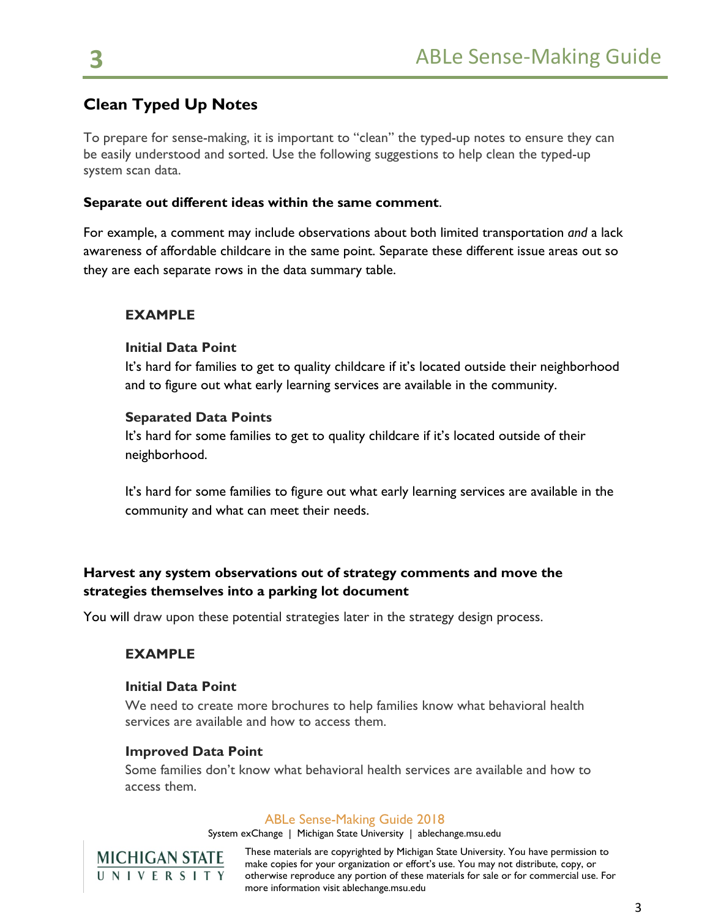## Clean Typed Up Notes

To prepare for sense-making, it is important to "clean" the typed-up notes to ensure they can be easily understood and sorted. Use the following suggestions to help clean the typed-up system scan data.

**Separate out different ideas within the same comment**.

For example, a comment may include observations about both limited transportation *and* a lack awareness of affordable childcare in the same point. Separate these different issue areas out so they are each separate rows in the data summary table.

**EXAMPLE**

**Initial Data Point**
It's hard for families to get to quality childcare if it's located outside their neighborhood and to figure out what early learning services are available in the community.

**Separated Data Points**
It's hard for some families to get to quality childcare if it's located outside of their neighborhood.

It's hard for some families to figure out what early learning services are available in the community and what can meet their needs.

**Harvest any system observations out of strategy comments and move the strategies themselves into a parking lot document**

You will draw upon these potential strategies later in the strategy design process.

**EXAMPLE**

**Initial Data Point**
We need to create more brochures to help families know what behavioral health services are available and how to access them.

**Improved Data Point**
Some families don't know what behavioral health services are available and how to access them.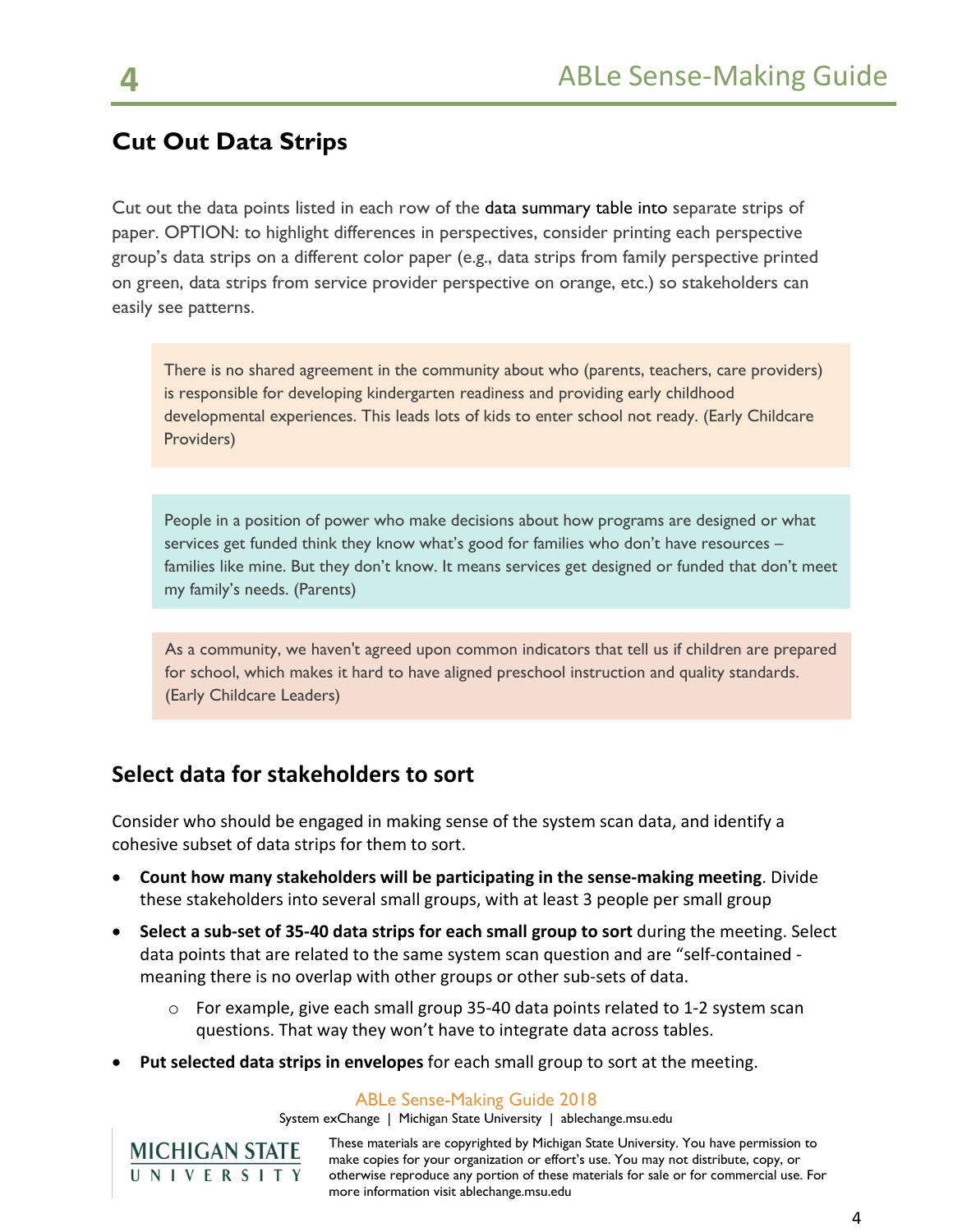## Cut Out Data Strips

Cut out the data points listed in each row of the data summary table into separate strips of paper. OPTION: to highlight differences in perspectives, consider printing each perspective group's data strips on a different color paper (e.g., data strips from family perspective printed on green, data strips from service provider perspective on orange, etc.) so stakeholders can easily see patterns.

> There is no shared agreement in the community about who (parents, teachers, care providers) is responsible for developing kindergarten readiness and providing early childhood developmental experiences. This leads lots of kids to enter school not ready. (Early Childcare Providers)

> People in a position of power who make decisions about how programs are designed or what services get funded think they know what's good for families who don't have resources – families like mine. But they don't know. It means services get designed or funded that don't meet my family's needs. (Parents)

> As a community, we haven't agreed upon common indicators that tell us if children are prepared for school, which makes it hard to have aligned preschool instruction and quality standards. (Early Childcare Leaders)

## Select data for stakeholders to sort

Consider who should be engaged in making sense of the system scan data, and identify a cohesive subset of data strips for them to sort.

- **Count how many stakeholders will be participating in the sense-making meeting**. Divide these stakeholders into several small groups, with at least 3 people per small group
- **Select a sub-set of 35-40 data strips for each small group to sort** during the meeting. Select data points that are related to the same system scan question and are "self-contained - meaning there is no overlap with other groups or other sub-sets of data.
    - For example, give each small group 35-40 data points related to 1-2 system scan questions. That way they won't have to integrate data across tables.
- **Put selected data strips in envelopes** for each small group to sort at the meeting.

ABLe Sense-Making Guide 2018

System exChange | Michigan State University | ablechange.msu.edu

MICHIGAN STATE UNIVERSITY

These materials are copyrighted by Michigan State University. You have permission to make copies for your organization or effort's use. You may not distribute, copy, or otherwise reproduce any portion of these materials for sale or for commercial use. For more information visit ablechange.msu.edu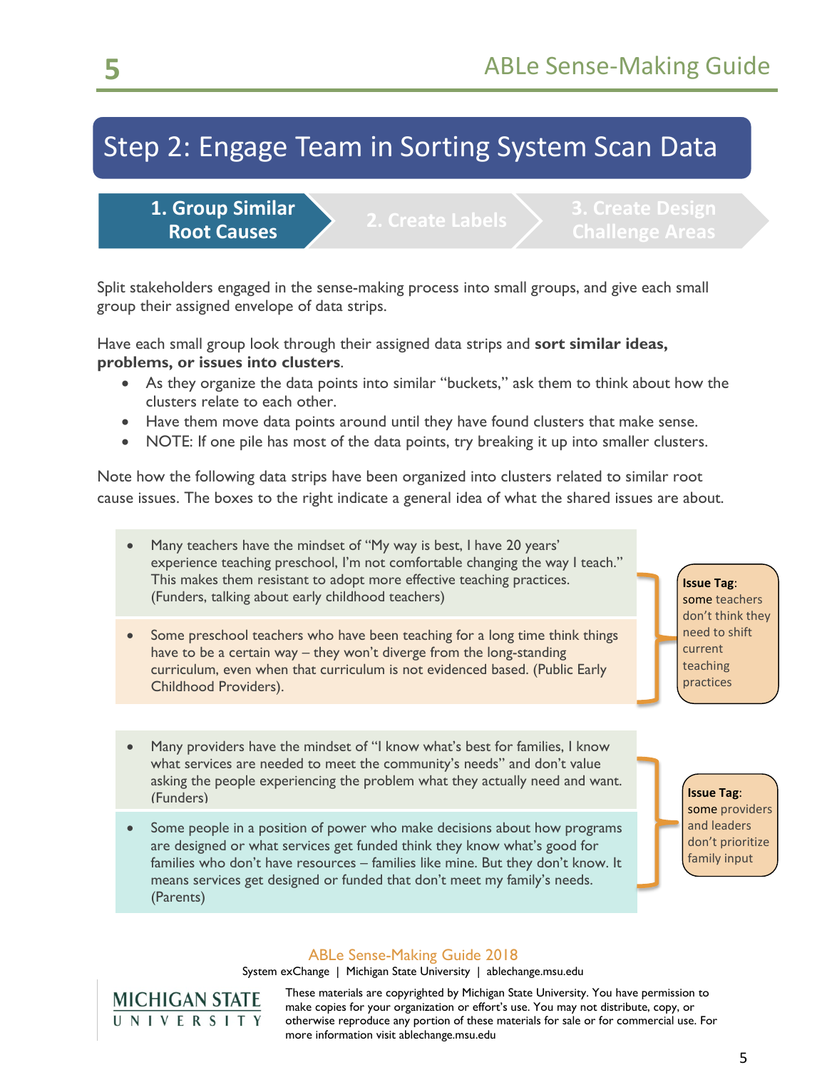## Step 2: Engage Team in Sorting System Scan Data

**1. Group Similar Root Causes** | 2. Create Labels | 3. Create Design Challenge Areas

Split stakeholders engaged in the sense-making process into small groups, and give each small group their assigned envelope of data strips.

Have each small group look through their assigned data strips and **sort similar ideas, problems, or issues into clusters**.

- As they organize the data points into similar "buckets," ask them to think about how the clusters relate to each other.
- Have them move data points around until they have found clusters that make sense.
- NOTE: If one pile has most of the data points, try breaking it up into smaller clusters.

Note how the following data strips have been organized into clusters related to similar root cause issues. The boxes to the right indicate a general idea of what the shared issues are about.

- Many teachers have the mindset of "My way is best, I have 20 years' experience teaching preschool, I'm not comfortable changing the way I teach." This makes them resistant to adopt more effective teaching practices. (Funders, talking about early childhood teachers)
- Some preschool teachers who have been teaching for a long time think things have to be a certain way – they won't diverge from the long-standing curriculum, even when that curriculum is not evidenced based. (Public Early Childhood Providers).

**Issue Tag**: some teachers don't think they need to shift current teaching practices

- Many providers have the mindset of "I know what's best for families, I know what services are needed to meet the community's needs" and don't value asking the people experiencing the problem what they actually need and want. (Funders)
- Some people in a position of power who make decisions about how programs are designed or what services get funded think they know what's good for families who don't have resources – families like mine. But they don't know. It means services get designed or funded that don't meet my family's needs. (Parents)

**Issue Tag**: some providers and leaders don't prioritize family input

ABLe Sense-Making Guide 2018

System exChange | Michigan State University | ablechange.msu.edu

MICHIGAN STATE UNIVERSITY

These materials are copyrighted by Michigan State University. You have permission to make copies for your organization or effort's use. You may not distribute, copy, or otherwise reproduce any portion of these materials for sale or for commercial use. For more information visit ablechange.msu.edu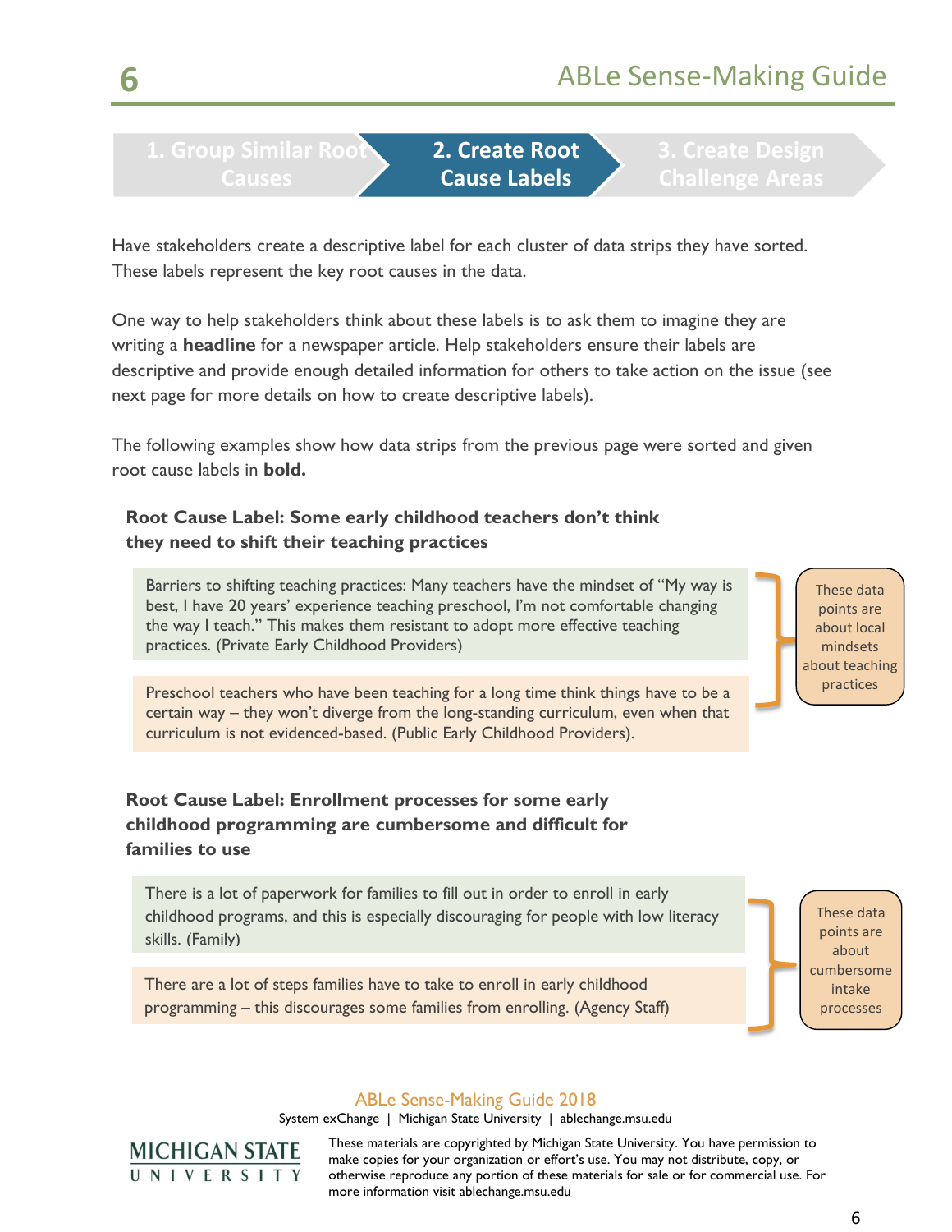1. Group Similar Root Causes | **2. Create Root Cause Labels** | 3. Create Design Challenge Areas

Have stakeholders create a descriptive label for each cluster of data strips they have sorted. These labels represent the key root causes in the data.

One way to help stakeholders think about these labels is to ask them to imagine they are writing a **headline** for a newspaper article. Help stakeholders ensure their labels are descriptive and provide enough detailed information for others to take action on the issue (see next page for more details on how to create descriptive labels).

The following examples show how data strips from the previous page were sorted and given root cause labels in **bold.**

**Root Cause Label: Some early childhood teachers don't think they need to shift their teaching practices**

Barriers to shifting teaching practices: Many teachers have the mindset of "My way is best, I have 20 years' experience teaching preschool, I'm not comfortable changing the way I teach." This makes them resistant to adopt more effective teaching practices. (Private Early Childhood Providers)

Preschool teachers who have been teaching for a long time think things have to be a certain way – they won't diverge from the long-standing curriculum, even when that curriculum is not evidenced-based. (Public Early Childhood Providers).

These data points are about local mindsets about teaching practices

**Root Cause Label: Enrollment processes for some early childhood programming are cumbersome and difficult for families to use**

There is a lot of paperwork for families to fill out in order to enroll in early childhood programs, and this is especially discouraging for people with low literacy skills. (Family)

There are a lot of steps families have to take to enroll in early childhood programming – this discourages some families from enrolling. (Agency Staff)

These data points are about cumbersome intake processes

ABLe Sense-Making Guide 2018

System exChange | Michigan State University | ablechange.msu.edu

MICHIGAN STATE UNIVERSITY

These materials are copyrighted by Michigan State University. You have permission to make copies for your organization or effort's use. You may not distribute, copy, or otherwise reproduce any portion of these materials for sale or for commercial use. For more information visit ablechange.msu.edu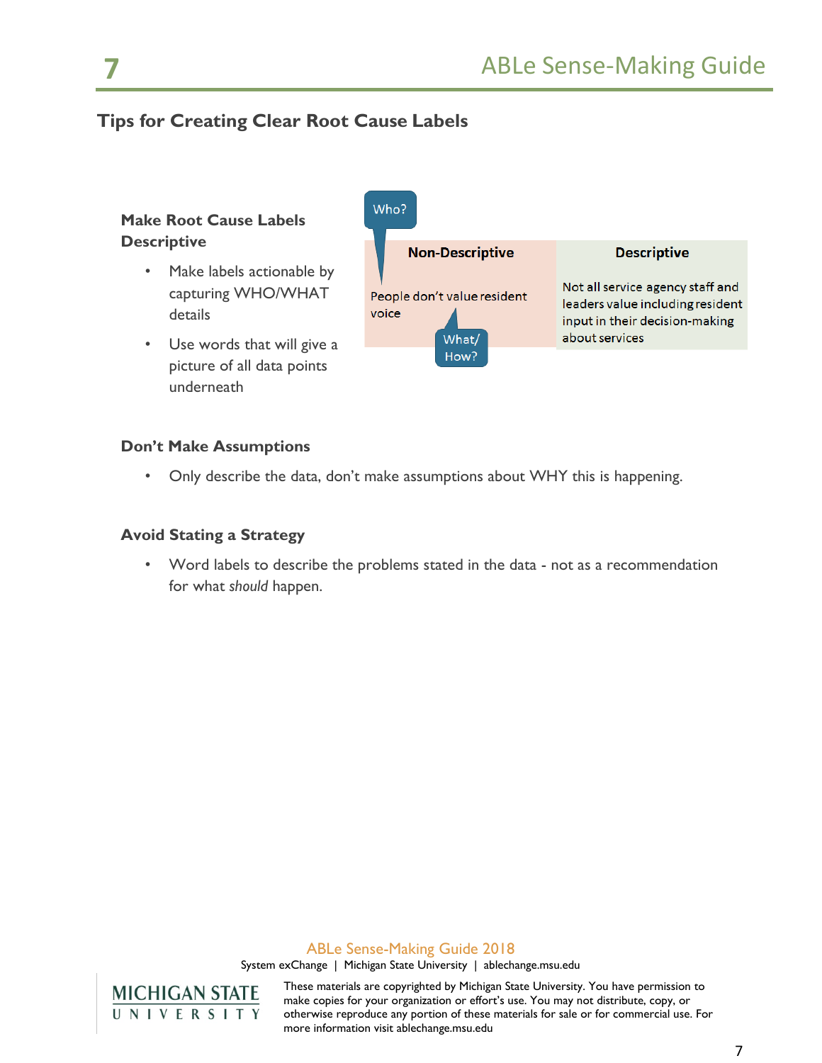## Tips for Creating Clear Root Cause Labels

### Make Root Cause Labels Descriptive

- Make labels actionable by capturing WHO/WHAT details
- Use words that will give a picture of all data points underneath

| Non-Descriptive | Descriptive |
|---|---|
| People don't value resident voice | Not all service agency staff and leaders value including resident input in their decision-making about services |

Who?

What/ How?

### Don't Make Assumptions

- Only describe the data, don't make assumptions about WHY this is happening.

### Avoid Stating a Strategy

- Word labels to describe the problems stated in the data - not as a recommendation for what *should* happen.

ABLe Sense-Making Guide 2018

System exChange | Michigan State University | ablechange.msu.edu

These materials are copyrighted by Michigan State University. You have permission to make copies for your organization or effort's use. You may not distribute, copy, or otherwise reproduce any portion of these materials for sale or for commercial use. For more information visit ablechange.msu.edu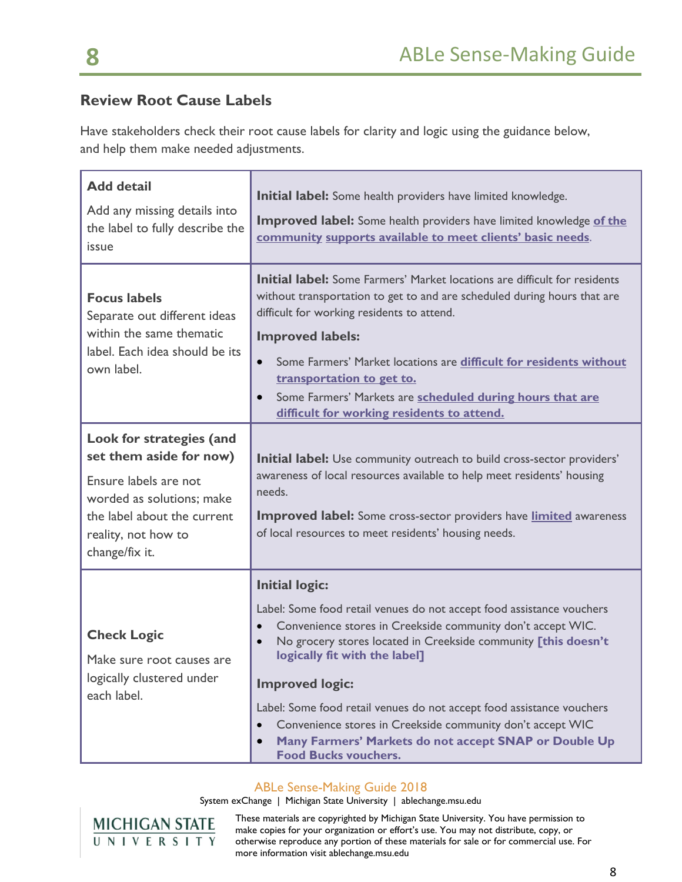### Review Root Cause Labels

Have stakeholders check their root cause labels for clarity and logic using the guidance below, and help them make needed adjustments.

| | |
|---|---|
| **Add detail**<br>Add any missing details into the label to fully describe the issue | **Initial label:** Some health providers have limited knowledge.<br>**Improved label:** Some health providers have limited knowledge **of the community supports available to meet clients' basic needs**. |
| **Focus labels**<br>Separate out different ideas within the same thematic label. Each idea should be its own label. | **Initial label:** Some Farmers' Market locations are difficult for residents without transportation to get to and are scheduled during hours that are difficult for working residents to attend.<br>**Improved labels:**<br>• Some Farmers' Market locations are **difficult for residents without transportation to get to.**<br>• Some Farmers' Markets are **scheduled during hours that are difficult for working residents to attend.** |
| **Look for strategies (and set them aside for now)**<br>Ensure labels are not worded as solutions; make the label about the current reality, not how to change/fix it. | **Initial label:** Use community outreach to build cross-sector providers' awareness of local resources available to help meet residents' housing needs.<br>**Improved label:** Some cross-sector providers have **limited** awareness of local resources to meet residents' housing needs. |
| **Check Logic**<br>Make sure root causes are logically clustered under each label. | **Initial logic:**<br>Label: Some food retail venues do not accept food assistance vouchers<br>• Convenience stores in Creekside community don't accept WIC.<br>• No grocery stores located in Creekside community **[this doesn't logically fit with the label]**<br>**Improved logic:**<br>Label: Some food retail venues do not accept food assistance vouchers<br>• Convenience stores in Creekside community don't accept WIC<br>• **Many Farmers' Markets do not accept SNAP or Double Up Food Bucks vouchers.** |

ABLe Sense-Making Guide 2018

System exChange | Michigan State University | ablechange.msu.edu

These materials are copyrighted by Michigan State University. You have permission to make copies for your organization or effort's use. You may not distribute, copy, or otherwise reproduce any portion of these materials for sale or for commercial use. For more information visit ablechange.msu.edu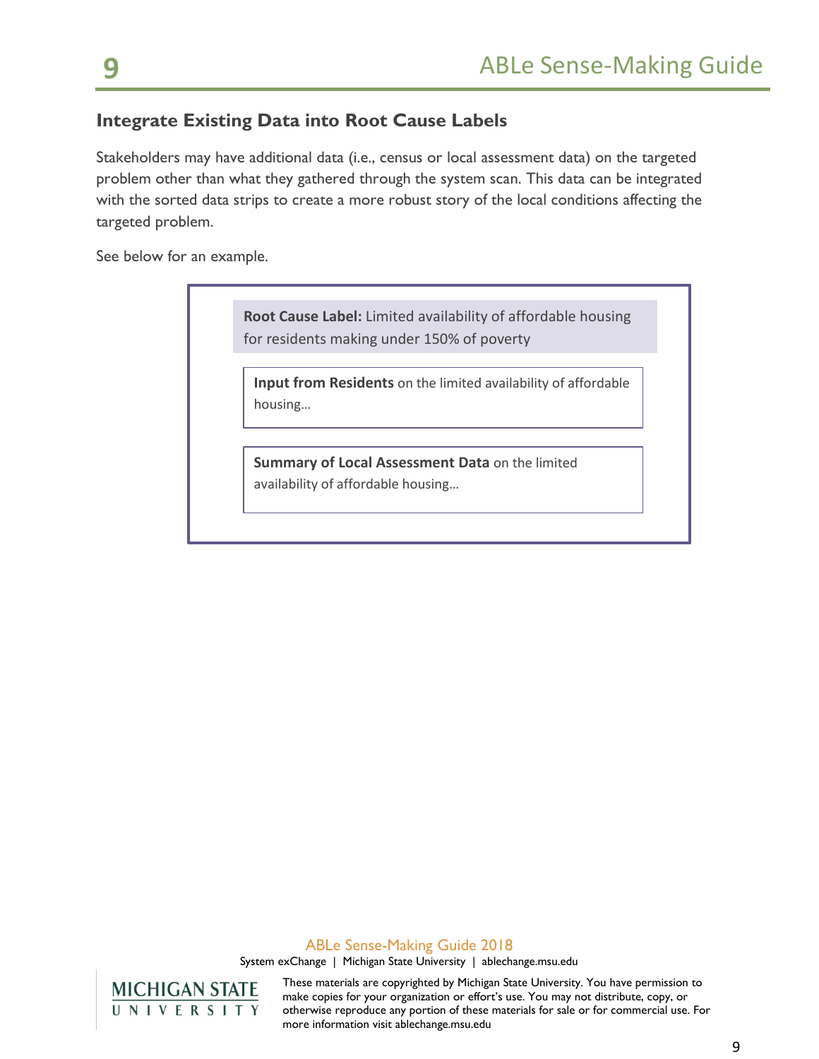## Integrate Existing Data into Root Cause Labels

Stakeholders may have additional data (i.e., census or local assessment data) on the targeted problem other than what they gathered through the system scan. This data can be integrated with the sorted data strips to create a more robust story of the local conditions affecting the targeted problem.

See below for an example.

**Root Cause Label:** Limited availability of affordable housing for residents making under 150% of poverty

**Input from Residents** on the limited availability of affordable housing…

**Summary of Local Assessment Data** on the limited availability of affordable housing…

ABLe Sense-Making Guide 2018

System exChange | Michigan State University | ablechange.msu.edu

These materials are copyrighted by Michigan State University. You have permission to make copies for your organization or effort's use. You may not distribute, copy, or otherwise reproduce any portion of these materials for sale or for commercial use. For more information visit ablechange.msu.edu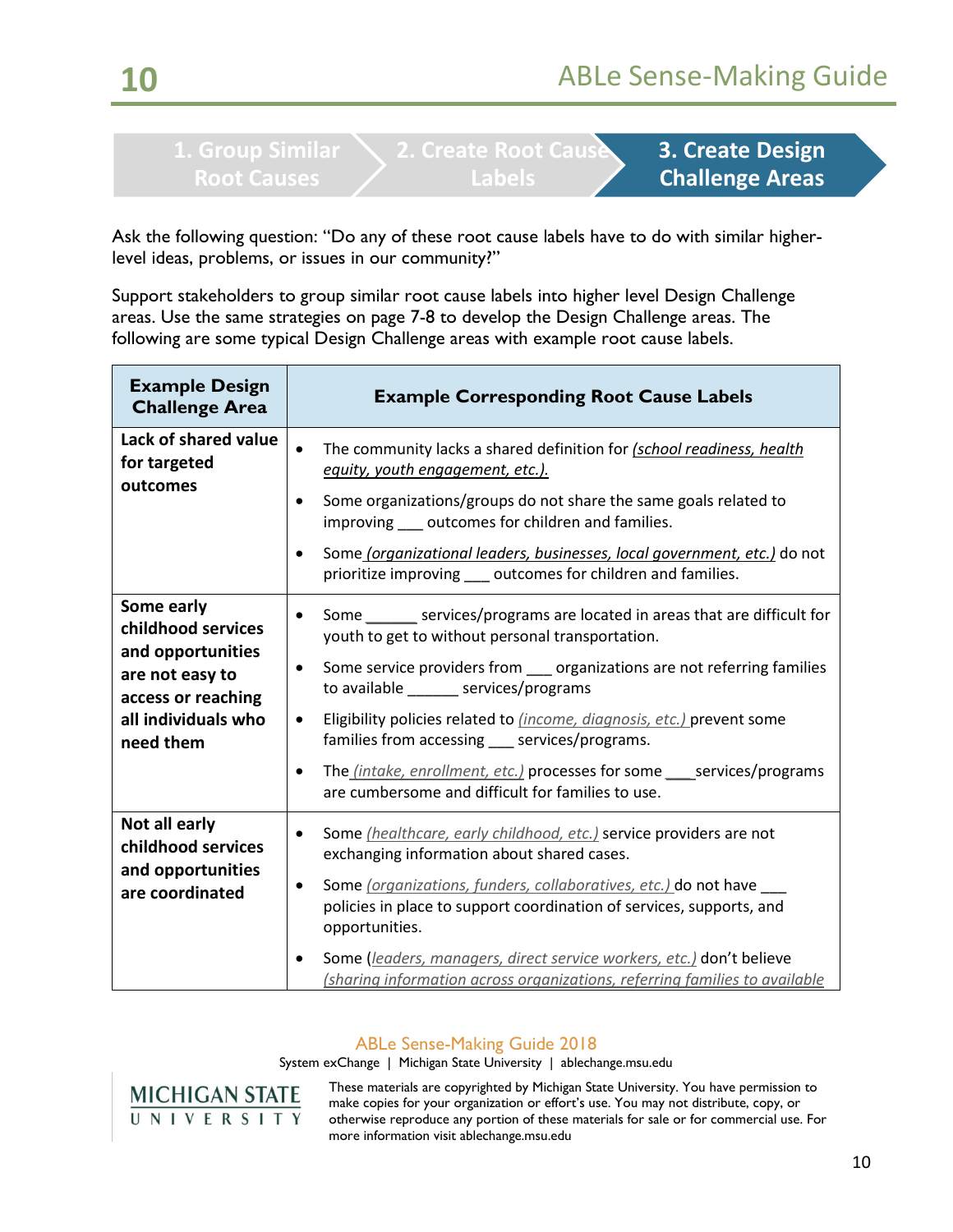| 1. Group Similar Root Causes | 2. Create Root Cause Labels | **3. Create Design Challenge Areas** |
|---|---|---|

Ask the following question: "Do any of these root cause labels have to do with similar higher-level ideas, problems, or issues in our community?"

Support stakeholders to group similar root cause labels into higher level Design Challenge areas. Use the same strategies on page 7-8 to develop the Design Challenge areas. The following are some typical Design Challenge areas with example root cause labels.

| Example Design Challenge Area | Example Corresponding Root Cause Labels |
|---|---|
| **Lack of shared value for targeted outcomes** | • The community lacks a shared definition for *(school readiness, health equity, youth engagement, etc.).*<br>• Some organizations/groups do not share the same goals related to improving ___ outcomes for children and families.<br>• Some *(organizational leaders, businesses, local government, etc.)* do not prioritize improving ___ outcomes for children and families. |
| **Some early childhood services and opportunities are not easy to access or reaching all individuals who need them** | • Some ______ services/programs are located in areas that are difficult for youth to get to without personal transportation.<br>• Some service providers from ___ organizations are not referring families to available ______ services/programs<br>• Eligibility policies related to *(income, diagnosis, etc.)* prevent some families from accessing ___ services/programs.<br>• The *(intake, enrollment, etc.)* processes for some ___services/programs are cumbersome and difficult for families to use. |
| **Not all early childhood services and opportunities are coordinated** | • Some *(healthcare, early childhood, etc.)* service providers are not exchanging information about shared cases.<br>• Some *(organizations, funders, collaboratives, etc.)* do not have ___ policies in place to support coordination of services, supports, and opportunities.<br>• Some (*leaders, managers, direct service workers, etc.)* don't believe *(sharing information across organizations, referring families to available* |

ABLe Sense-Making Guide 2018

System exChange | Michigan State University | ablechange.msu.edu

These materials are copyrighted by Michigan State University. You have permission to make copies for your organization or effort's use. You may not distribute, copy, or otherwise reproduce any portion of these materials for sale or for commercial use. For more information visit ablechange.msu.edu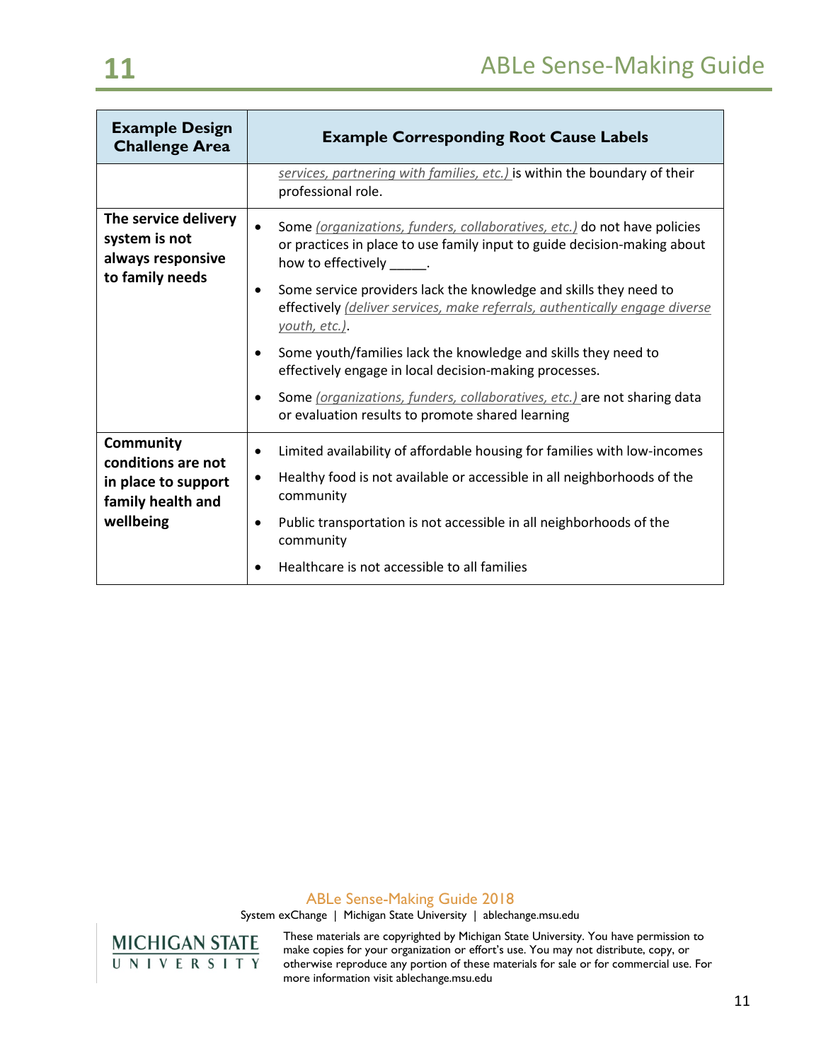| Example Design Challenge Area | Example Corresponding Root Cause Labels |
|---|---|
| | <u>*services, partnering with families, etc.)*</u> is within the boundary of their professional role. |
| **The service delivery system is not always responsive to family needs** | • Some <u>*(organizations, funders, collaboratives, etc.)*</u> do not have policies or practices in place to use family input to guide decision-making about how to effectively _____.<br>• Some service providers lack the knowledge and skills they need to effectively <u>*(deliver services, make referrals, authentically engage diverse youth, etc.)*</u>.<br>• Some youth/families lack the knowledge and skills they need to effectively engage in local decision-making processes.<br>• Some <u>*(organizations, funders, collaboratives, etc.)*</u> are not sharing data or evaluation results to promote shared learning |
| **Community conditions are not in place to support family health and wellbeing** | • Limited availability of affordable housing for families with low-incomes<br>• Healthy food is not available or accessible in all neighborhoods of the community<br>• Public transportation is not accessible in all neighborhoods of the community<br>• Healthcare is not accessible to all families |

ABLe Sense-Making Guide 2018

System exChange | Michigan State University | ablechange.msu.edu

These materials are copyrighted by Michigan State University. You have permission to make copies for your organization or effort's use. You may not distribute, copy, or otherwise reproduce any portion of these materials for sale or for commercial use. For more information visit ablechange.msu.edu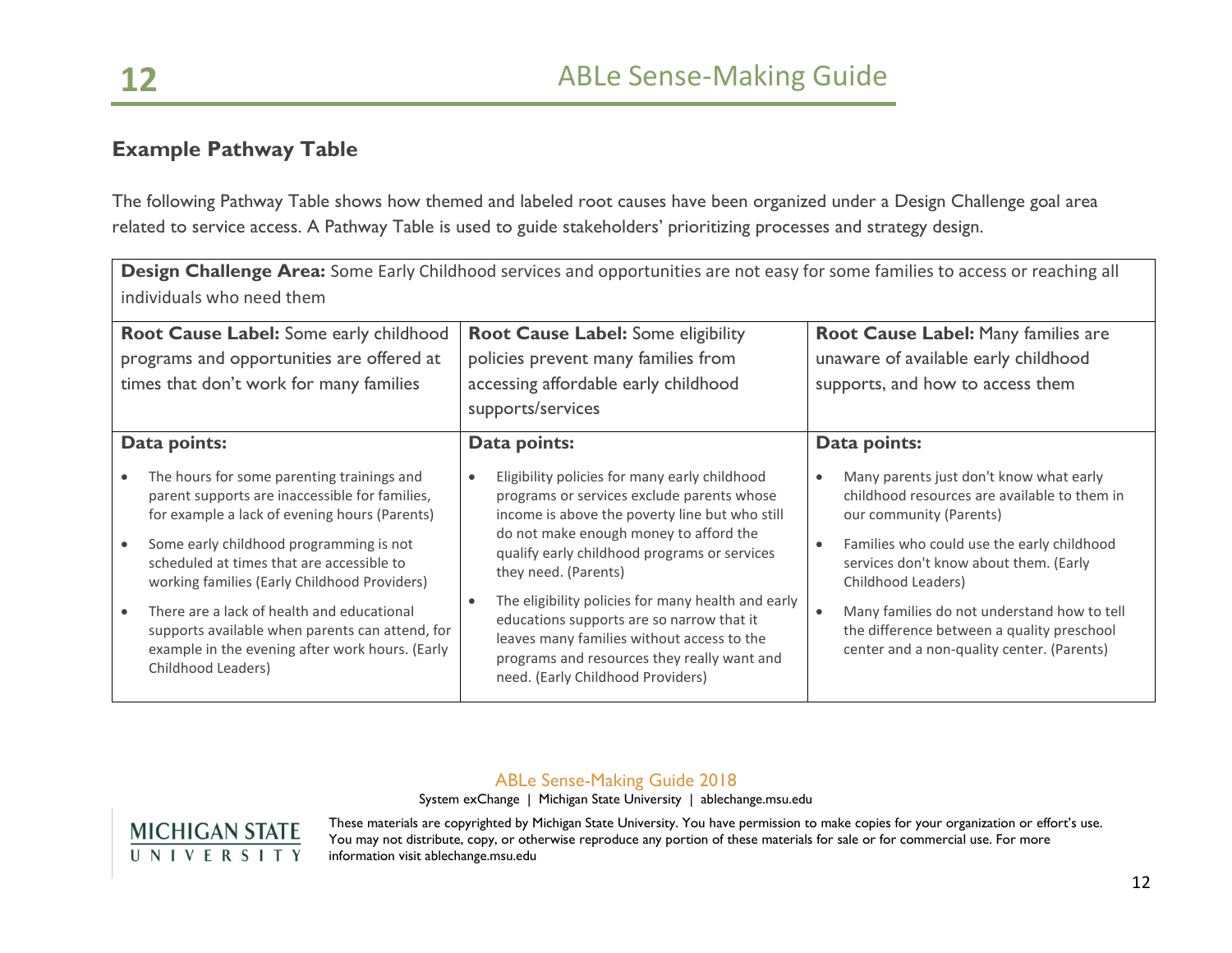### Example Pathway Table

The following Pathway Table shows how themed and labeled root causes have been organized under a Design Challenge goal area related to service access. A Pathway Table is used to guide stakeholders' prioritizing processes and strategy design.

| **Design Challenge Area:** Some Early Childhood services and opportunities are not easy for some families to access or reaching all individuals who need them | | |
|---|---|---|
| **Root Cause Label:** Some early childhood programs and opportunities are offered at times that don't work for many families | **Root Cause Label:** Some eligibility policies prevent many families from accessing affordable early childhood supports/services | **Root Cause Label:** Many families are unaware of available early childhood supports, and how to access them |
| **Data points:**<br>• The hours for some parenting trainings and parent supports are inaccessible for families, for example a lack of evening hours (Parents)<br>• Some early childhood programming is not scheduled at times that are accessible to working families (Early Childhood Providers)<br>• There are a lack of health and educational supports available when parents can attend, for example in the evening after work hours. (Early Childhood Leaders) | **Data points:**<br>• Eligibility policies for many early childhood programs or services exclude parents whose income is above the poverty line but who still do not make enough money to afford the qualify early childhood programs or services they need. (Parents)<br>• The eligibility policies for many health and early educations supports are so narrow that it leaves many families without access to the programs and resources they really want and need. (Early Childhood Providers) | **Data points:**<br>• Many parents just don't know what early childhood resources are available to them in our community (Parents)<br>• Families who could use the early childhood services don't know about them. (Early Childhood Leaders)<br>• Many families do not understand how to tell the difference between a quality preschool center and a non-quality center. (Parents) |

ABLe Sense-Making Guide 2018

System exChange | Michigan State University | ablechange.msu.edu

These materials are copyrighted by Michigan State University. You have permission to make copies for your organization or effort's use. You may not distribute, copy, or otherwise reproduce any portion of these materials for sale or for commercial use. For more information visit ablechange.msu.edu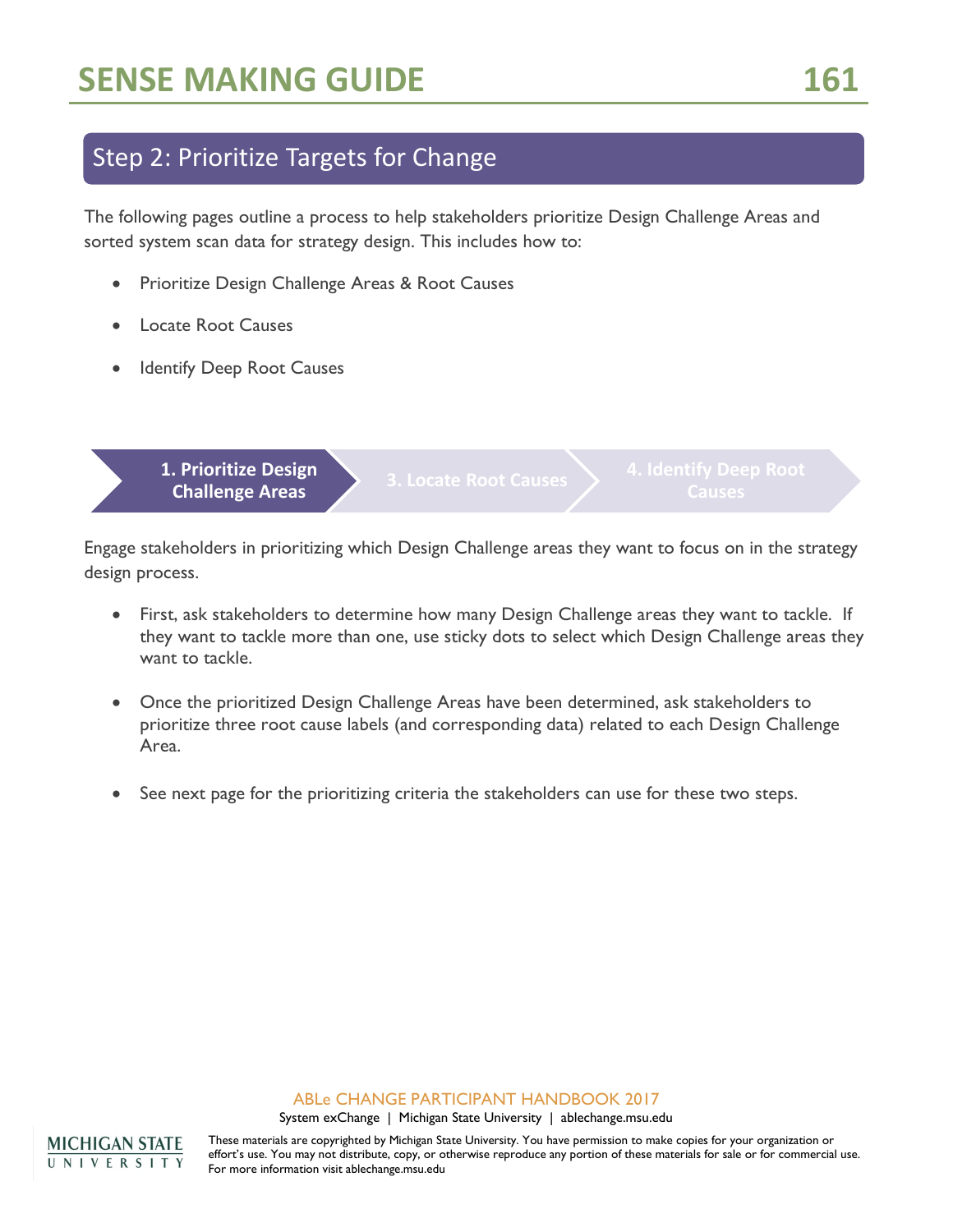## Step 2: Prioritize Targets for Change

The following pages outline a process to help stakeholders prioritize Design Challenge Areas and sorted system scan data for strategy design. This includes how to:

- Prioritize Design Challenge Areas & Root Causes
- Locate Root Causes
- Identify Deep Root Causes

**1. Prioritize Design Challenge Areas** → 3. Locate Root Causes → 4. Identify Deep Root Causes

Engage stakeholders in prioritizing which Design Challenge areas they want to focus on in the strategy design process.

- First, ask stakeholders to determine how many Design Challenge areas they want to tackle. If they want to tackle more than one, use sticky dots to select which Design Challenge areas they want to tackle.
- Once the prioritized Design Challenge Areas have been determined, ask stakeholders to prioritize three root cause labels (and corresponding data) related to each Design Challenge Area.
- See next page for the prioritizing criteria the stakeholders can use for these two steps.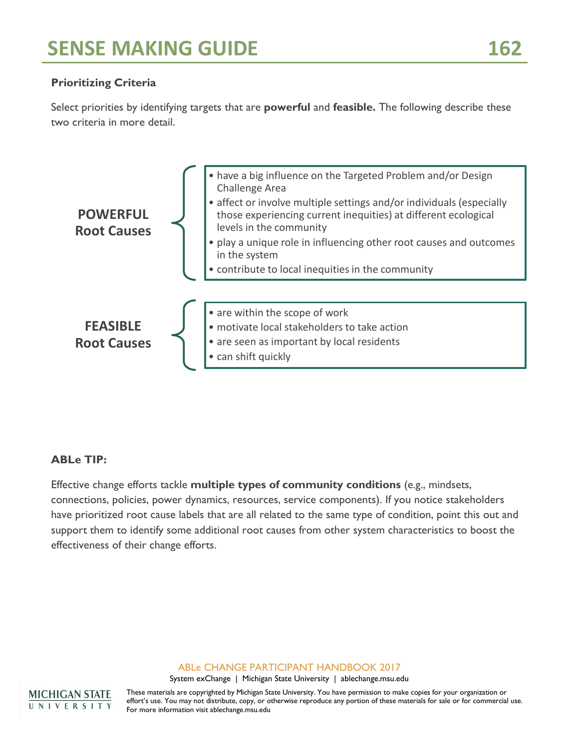### Prioritizing Criteria

Select priorities by identifying targets that are **powerful** and **feasible.** The following describe these two criteria in more detail.

**POWERFUL Root Causes**

- have a big influence on the Targeted Problem and/or Design Challenge Area
- affect or involve multiple settings and/or individuals (especially those experiencing current inequities) at different ecological levels in the community
- play a unique role in influencing other root causes and outcomes in the system
- contribute to local inequities in the community

**FEASIBLE Root Causes**

- are within the scope of work
- motivate local stakeholders to take action
- are seen as important by local residents
- can shift quickly

**ABLe TIP:**

Effective change efforts tackle **multiple types of community conditions** (e.g., mindsets, connections, policies, power dynamics, resources, service components). If you notice stakeholders have prioritized root cause labels that are all related to the same type of condition, point this out and support them to identify some additional root causes from other system characteristics to boost the effectiveness of their change efforts.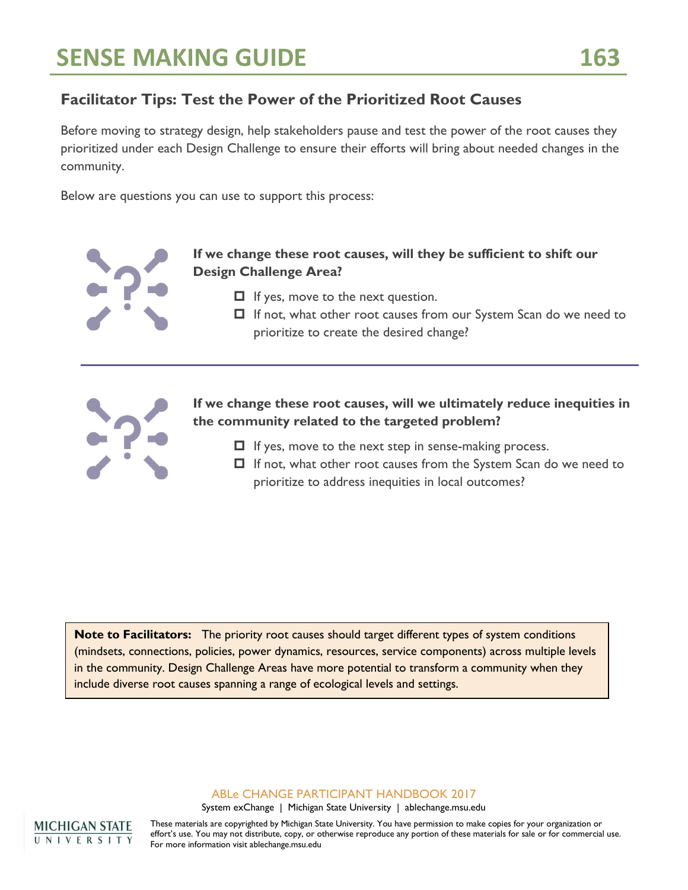## Facilitator Tips: Test the Power of the Prioritized Root Causes

Before moving to strategy design, help stakeholders pause and test the power of the root causes they prioritized under each Design Challenge to ensure their efforts will bring about needed changes in the community.

Below are questions you can use to support this process:

**If we change these root causes, will they be sufficient to shift our Design Challenge Area?**

- ☐ If yes, move to the next question.
- ☐ If not, what other root causes from our System Scan do we need to prioritize to create the desired change?

---

**If we change these root causes, will we ultimately reduce inequities in the community related to the targeted problem?**

- ☐ If yes, move to the next step in sense-making process.
- ☐ If not, what other root causes from the System Scan do we need to prioritize to address inequities in local outcomes?

**Note to Facilitators:** The priority root causes should target different types of system conditions (mindsets, connections, policies, power dynamics, resources, service components) across multiple levels in the community. Design Challenge Areas have more potential to transform a community when they include diverse root causes spanning a range of ecological levels and settings.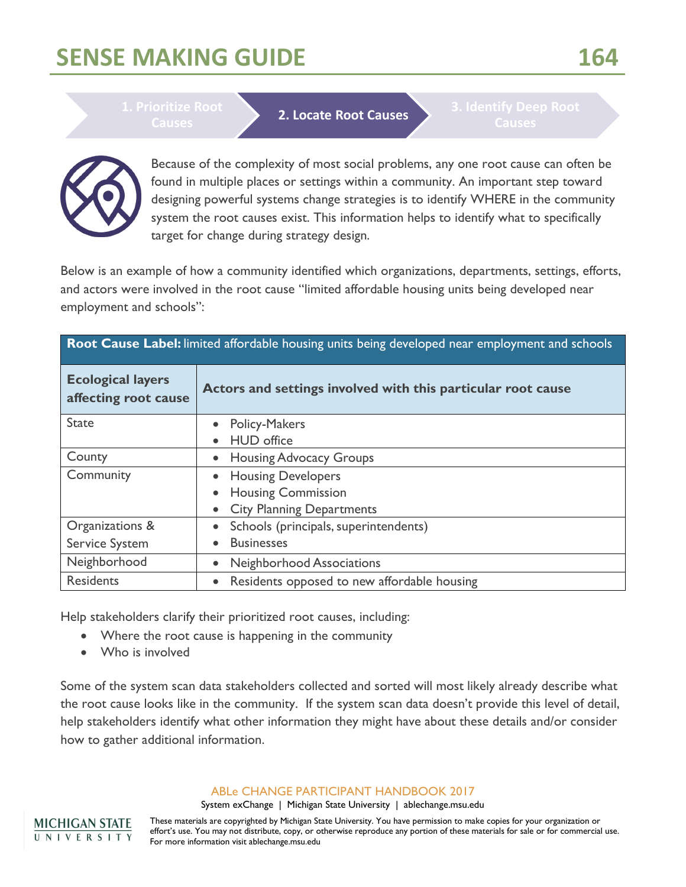# SENSE MAKING GUIDE

1. Prioritize Root Causes | **2. Locate Root Causes** | 3. Identify Deep Root Causes

Because of the complexity of most social problems, any one root cause can often be found in multiple places or settings within a community. An important step toward designing powerful systems change strategies is to identify WHERE in the community system the root causes exist. This information helps to identify what to specifically target for change during strategy design.

Below is an example of how a community identified which organizations, departments, settings, efforts, and actors were involved in the root cause "limited affordable housing units being developed near employment and schools":

| **Root Cause Label:** limited affordable housing units being developed near employment and schools | |
|---|---|
| **Ecological layers affecting root cause** | **Actors and settings involved with this particular root cause** |
| State | • Policy-Makers<br>• HUD office |
| County | • Housing Advocacy Groups |
| Community | • Housing Developers<br>• Housing Commission<br>• City Planning Departments |
| Organizations & Service System | • Schools (principals, superintendents)<br>• Businesses |
| Neighborhood | • Neighborhood Associations |
| Residents | • Residents opposed to new affordable housing |

Help stakeholders clarify their prioritized root causes, including:

- Where the root cause is happening in the community
- Who is involved

Some of the system scan data stakeholders collected and sorted will most likely already describe what the root cause looks like in the community. If the system scan data doesn't provide this level of detail, help stakeholders identify what other information they might have about these details and/or consider how to gather additional information.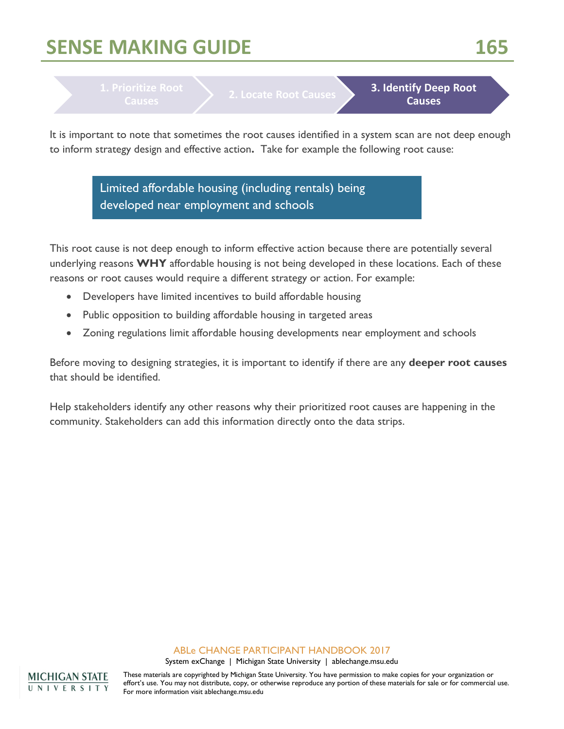1. Prioritize Root Causes | 2. Locate Root Causes | **3. Identify Deep Root Causes**

It is important to note that sometimes the root causes identified in a system scan are not deep enough to inform strategy design and effective action**.** Take for example the following root cause:

> Limited affordable housing (including rentals) being developed near employment and schools

This root cause is not deep enough to inform effective action because there are potentially several underlying reasons **WHY** affordable housing is not being developed in these locations. Each of these reasons or root causes would require a different strategy or action. For example:

- Developers have limited incentives to build affordable housing
- Public opposition to building affordable housing in targeted areas
- Zoning regulations limit affordable housing developments near employment and schools

Before moving to designing strategies, it is important to identify if there are any **deeper root causes** that should be identified.

Help stakeholders identify any other reasons why their prioritized root causes are happening in the community. Stakeholders can add this information directly onto the data strips.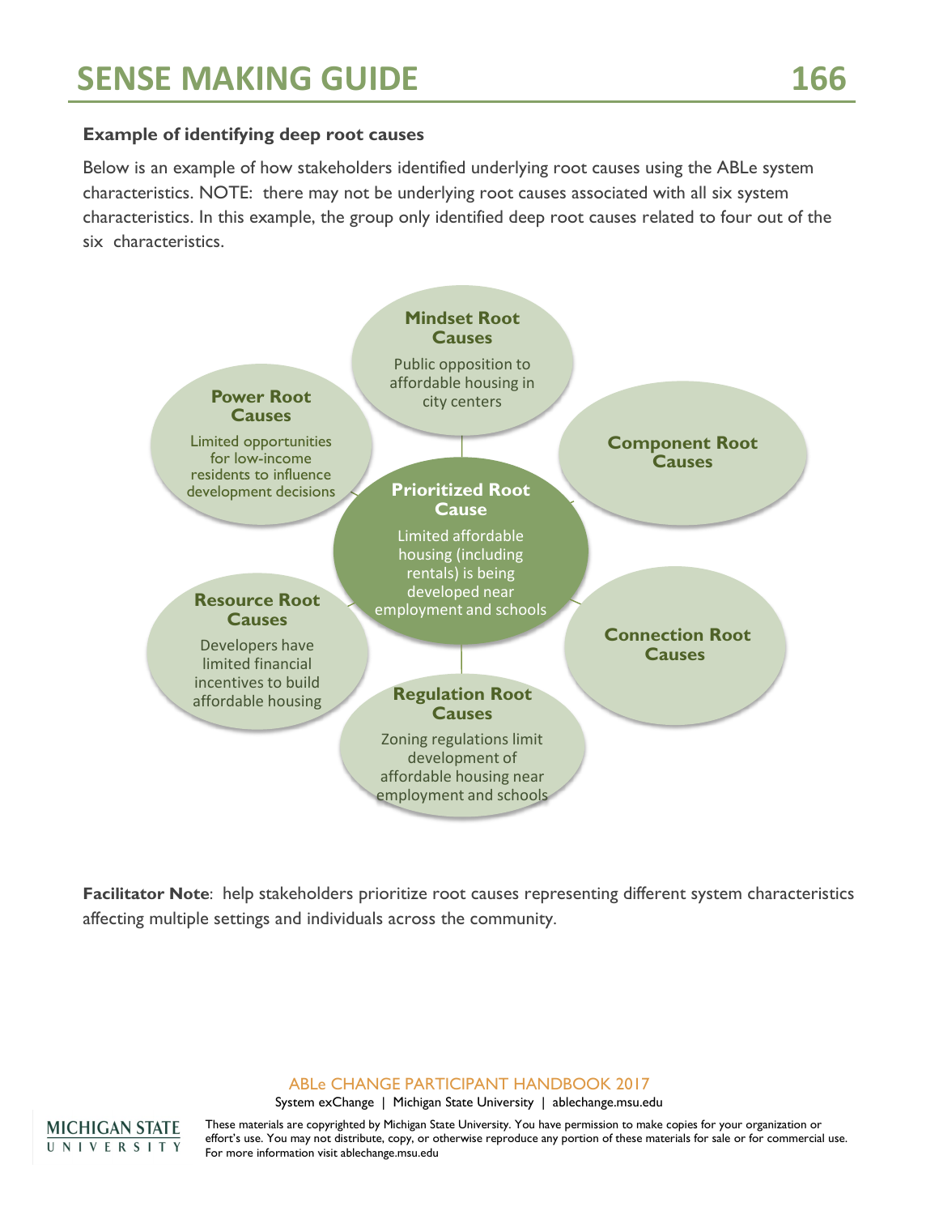### Example of identifying deep root causes

Below is an example of how stakeholders identified underlying root causes using the ABLe system characteristics. NOTE: there may not be underlying root causes associated with all six system characteristics. In this example, the group only identified deep root causes related to four out of the six characteristics.

**Prioritized Root Cause**
Limited affordable housing (including rentals) is being developed near employment and schools

**Mindset Root Causes**
Public opposition to affordable housing in city centers

**Component Root Causes**

**Connection Root Causes**

**Regulation Root Causes**
Zoning regulations limit development of affordable housing near employment and schools

**Resource Root Causes**
Developers have limited financial incentives to build affordable housing

**Power Root Causes**
Limited opportunities for low-income residents to influence development decisions

**Facilitator Note**: help stakeholders prioritize root causes representing different system characteristics affecting multiple settings and individuals across the community.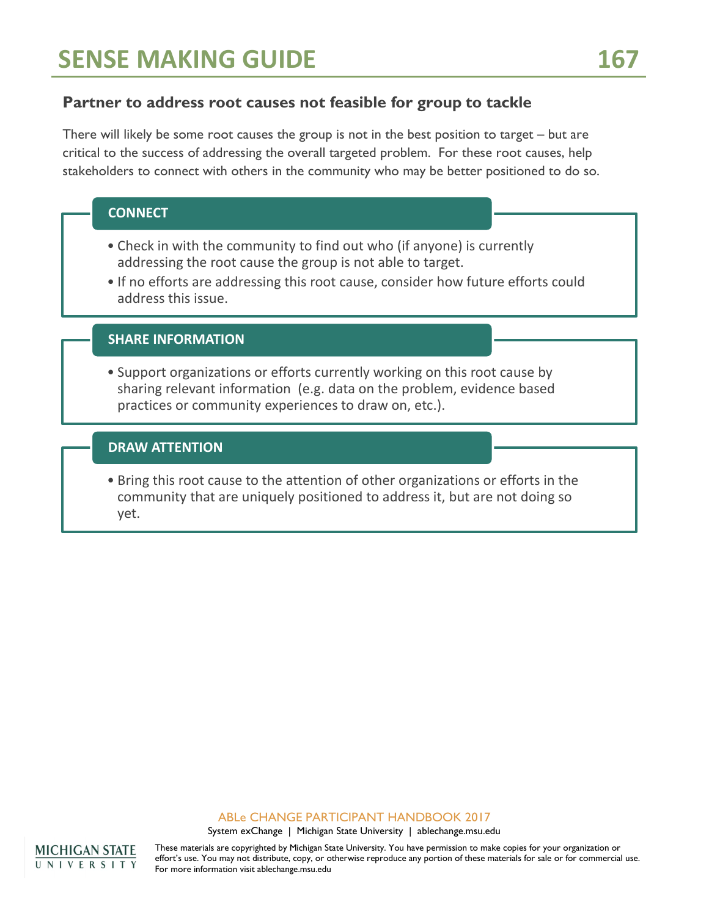## Partner to address root causes not feasible for group to tackle

There will likely be some root causes the group is not in the best position to target – but are critical to the success of addressing the overall targeted problem. For these root causes, help stakeholders to connect with others in the community who may be better positioned to do so.

### CONNECT

- Check in with the community to find out who (if anyone) is currently addressing the root cause the group is not able to target.
- If no efforts are addressing this root cause, consider how future efforts could address this issue.

### SHARE INFORMATION

- Support organizations or efforts currently working on this root cause by sharing relevant information (e.g. data on the problem, evidence based practices or community experiences to draw on, etc.).

### DRAW ATTENTION

- Bring this root cause to the attention of other organizations or efforts in the community that are uniquely positioned to address it, but are not doing so yet.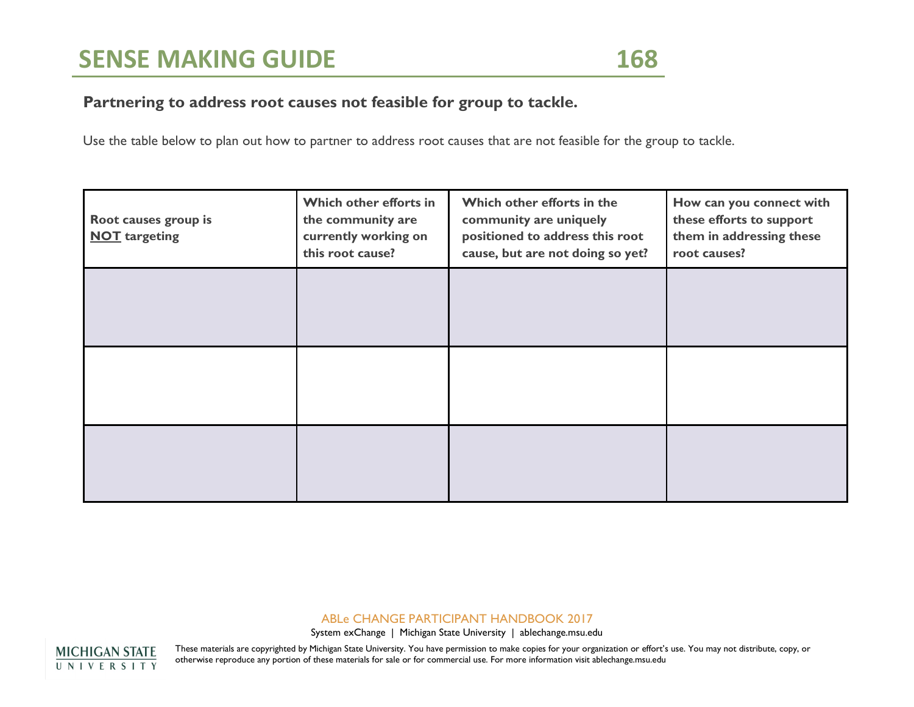### Partnering to address root causes not feasible for group to tackle.

Use the table below to plan out how to partner to address root causes that are not feasible for the group to tackle.

| Root causes group is **NOT** targeting | Which other efforts in the community are currently working on this root cause? | Which other efforts in the community are uniquely positioned to address this root cause, but are not doing so yet? | How can you connect with these efforts to support them in addressing these root causes? |
| --- | --- | --- | --- |
| | | | |
| | | | |
| | | | |

ABLe CHANGE PARTICIPANT HANDBOOK 2017

System exChange | Michigan State University | ablechange.msu.edu

These materials are copyrighted by Michigan State University. You have permission to make copies for your organization or effort's use. You may not distribute, copy, or otherwise reproduce any portion of these materials for sale or for commercial use. For more information visit ablechange.msu.edu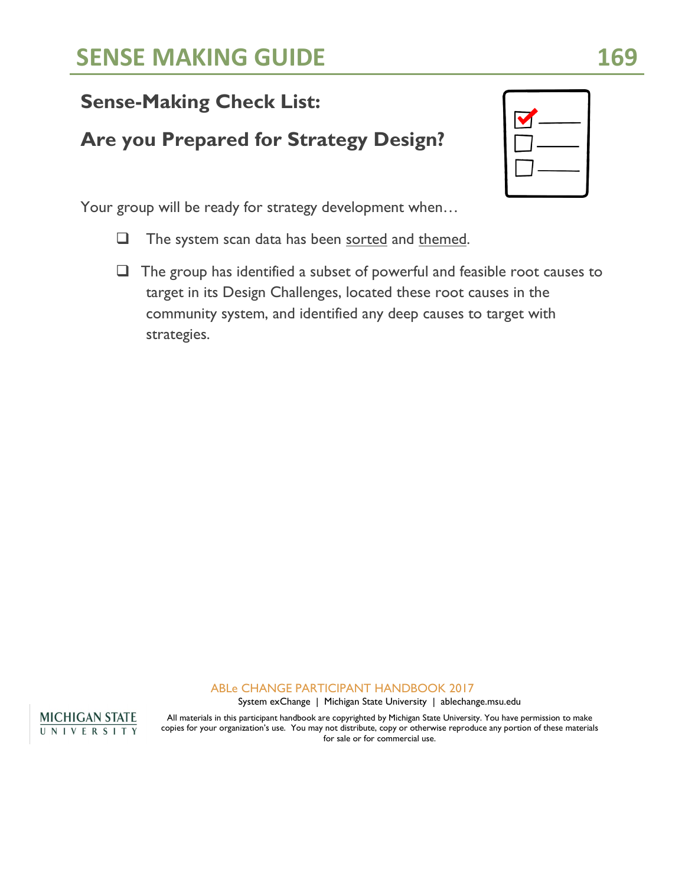## Sense-Making Check List:

## Are you Prepared for Strategy Design?

Your group will be ready for strategy development when…

- ❑ The system scan data has been <u>sorted</u> and <u>themed</u>.
- ❑ The group has identified a subset of powerful and feasible root causes to target in its Design Challenges, located these root causes in the community system, and identified any deep causes to target with strategies.